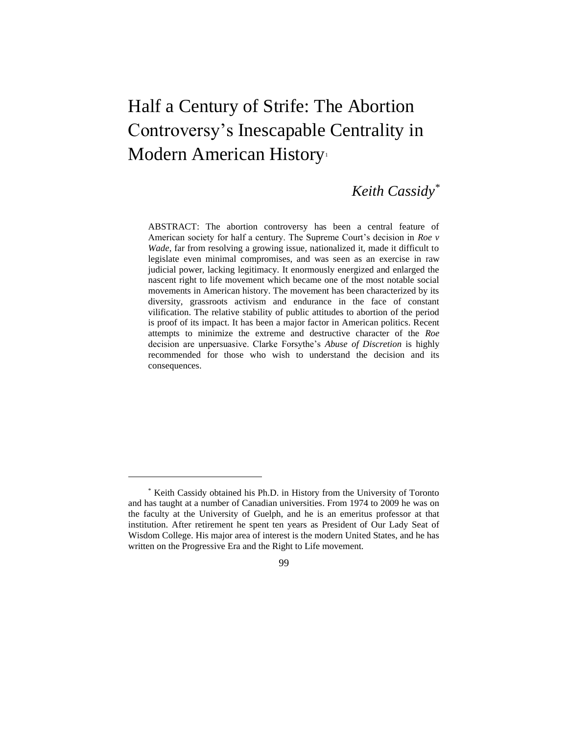# Half a Century of Strife: The Abortion Controversy's Inescapable Centrality in Modern American History[1]

*Keith Cassidy*[*]

ABSTRACT: The abortion controversy has been a central feature of American society for half a century. The Supreme Court's decision in *Roe v Wade*, far from resolving a growing issue, nationalized it, made it difficult to legislate even minimal compromises, and was seen as an exercise in raw judicial power, lacking legitimacy. It enormously energized and enlarged the nascent right to life movement which became one of the most notable social movements in American history. The movement has been characterized by its diversity, grassroots activism and endurance in the face of constant vilification. The relative stability of public attitudes to abortion of the period is proof of its impact. It has been a major factor in American politics. Recent attempts to minimize the extreme and destructive character of the *Roe* decision are unpersuasive. Clarke Forsythe's *Abuse of Discretion* is highly recommended for those who wish to understand the decision and its consequences.

---

[*] Keith Cassidy obtained his Ph.D. in History from the University of Toronto and has taught at a number of Canadian universities. From 1974 to 2009 he was on the faculty at the University of Guelph, and he is an emeritus professor at that institution. After retirement he spent ten years as President of Our Lady Seat of Wisdom College. His major area of interest is the modern United States, and he has written on the Progressive Era and the Right to Life movement.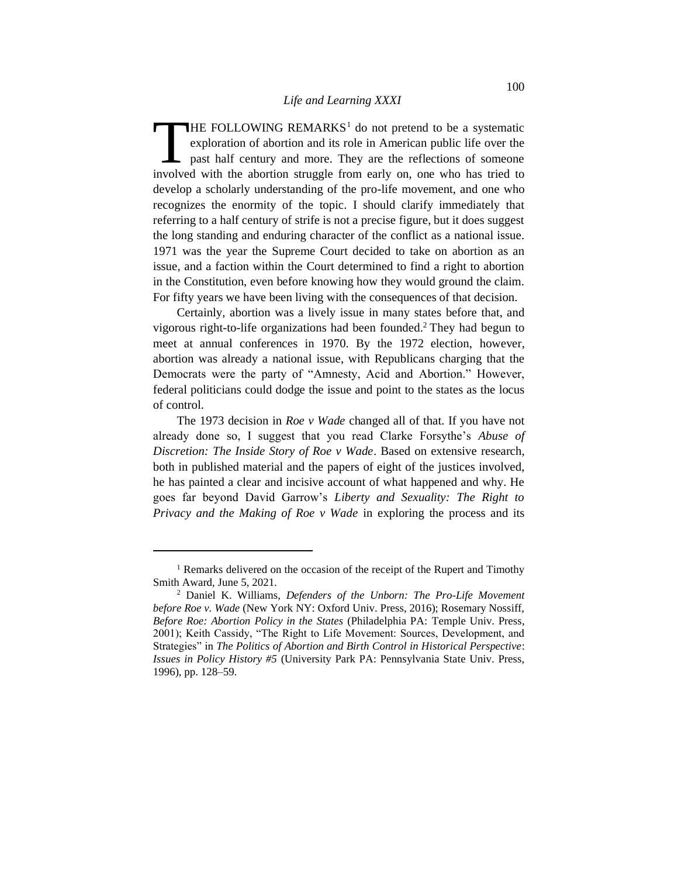THE FOLLOWING REMARKS[1] do not pretend to be a systematic exploration of abortion and its role in American public life over the past half century and more. They are the reflections of someone involved with the abortion struggle from early on, one who has tried to develop a scholarly understanding of the pro-life movement, and one who recognizes the enormity of the topic. I should clarify immediately that referring to a half century of strife is not a precise figure, but it does suggest the long standing and enduring character of the conflict as a national issue. 1971 was the year the Supreme Court decided to take on abortion as an issue, and a faction within the Court determined to find a right to abortion in the Constitution, even before knowing how they would ground the claim. For fifty years we have been living with the consequences of that decision.

Certainly, abortion was a lively issue in many states before that, and vigorous right-to-life organizations had been founded.[2] They had begun to meet at annual conferences in 1970. By the 1972 election, however, abortion was already a national issue, with Republicans charging that the Democrats were the party of "Amnesty, Acid and Abortion." However, federal politicians could dodge the issue and point to the states as the locus of control.

The 1973 decision in *Roe v Wade* changed all of that. If you have not already done so, I suggest that you read Clarke Forsythe's *Abuse of Discretion: The Inside Story of Roe v Wade*. Based on extensive research, both in published material and the papers of eight of the justices involved, he has painted a clear and incisive account of what happened and why. He goes far beyond David Garrow's *Liberty and Sexuality: The Right to Privacy and the Making of Roe v Wade* in exploring the process and its

---

[1] Remarks delivered on the occasion of the receipt of the Rupert and Timothy Smith Award, June 5, 2021.

[2] Daniel K. Williams, *Defenders of the Unborn: The Pro-Life Movement before Roe v. Wade* (New York NY: Oxford Univ. Press, 2016); Rosemary Nossiff, *Before Roe: Abortion Policy in the States* (Philadelphia PA: Temple Univ. Press, 2001); Keith Cassidy, "The Right to Life Movement: Sources, Development, and Strategies" in *The Politics of Abortion and Birth Control in Historical Perspective*: *Issues in Policy History #5* (University Park PA: Pennsylvania State Univ. Press, 1996), pp. 128–59.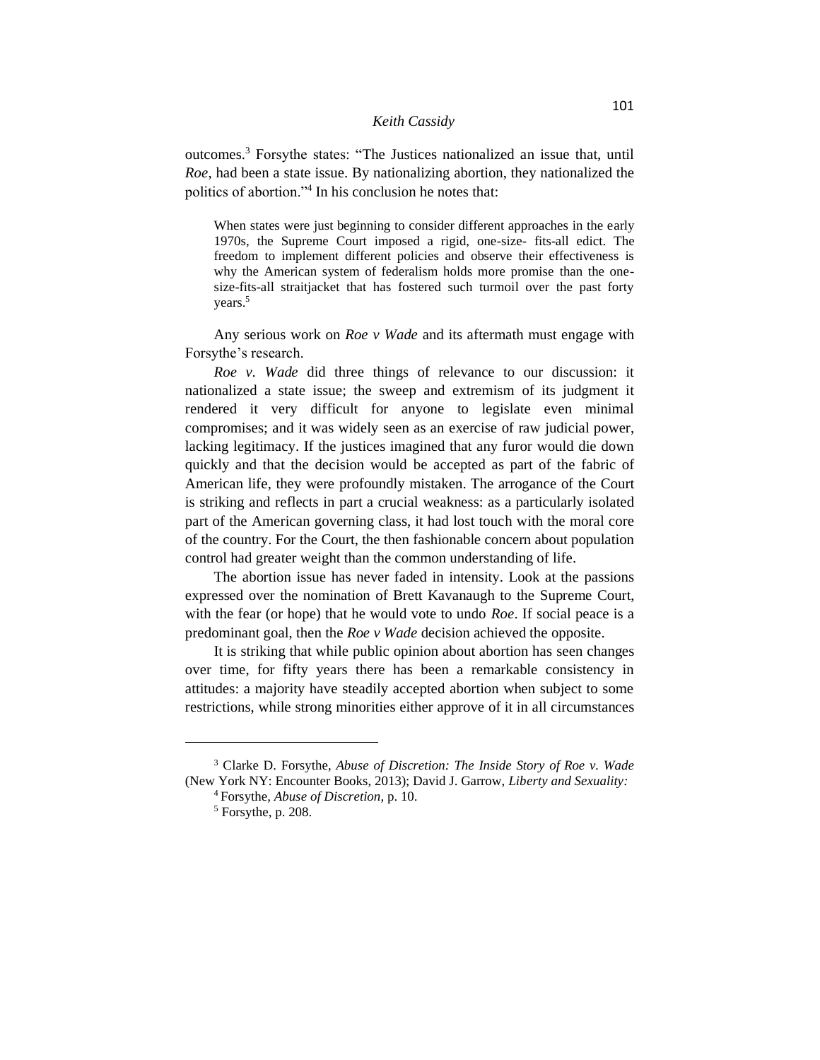outcomes.[3] Forsythe states: "The Justices nationalized an issue that, until *Roe*, had been a state issue. By nationalizing abortion, they nationalized the politics of abortion."[4] In his conclusion he notes that:

> When states were just beginning to consider different approaches in the early 1970s, the Supreme Court imposed a rigid, one-size- fits-all edict. The freedom to implement different policies and observe their effectiveness is why the American system of federalism holds more promise than the one-size-fits-all straitjacket that has fostered such turmoil over the past forty years.[5]

Any serious work on *Roe v Wade* and its aftermath must engage with Forsythe's research.

*Roe v. Wade* did three things of relevance to our discussion: it nationalized a state issue; the sweep and extremism of its judgment it rendered it very difficult for anyone to legislate even minimal compromises; and it was widely seen as an exercise of raw judicial power, lacking legitimacy. If the justices imagined that any furor would die down quickly and that the decision would be accepted as part of the fabric of American life, they were profoundly mistaken. The arrogance of the Court is striking and reflects in part a crucial weakness: as a particularly isolated part of the American governing class, it had lost touch with the moral core of the country. For the Court, the then fashionable concern about population control had greater weight than the common understanding of life.

The abortion issue has never faded in intensity. Look at the passions expressed over the nomination of Brett Kavanaugh to the Supreme Court, with the fear (or hope) that he would vote to undo *Roe*. If social peace is a predominant goal, then the *Roe v Wade* decision achieved the opposite.

It is striking that while public opinion about abortion has seen changes over time, for fifty years there has been a remarkable consistency in attitudes: a majority have steadily accepted abortion when subject to some restrictions, while strong minorities either approve of it in all circumstances

---

[3] Clarke D. Forsythe, *Abuse of Discretion: The Inside Story of Roe v. Wade* (New York NY: Encounter Books, 2013); David J. Garrow, *Liberty and Sexuality:*

[4] Forsythe, *Abuse of Discretion*, p. 10.

[5] Forsythe, p. 208.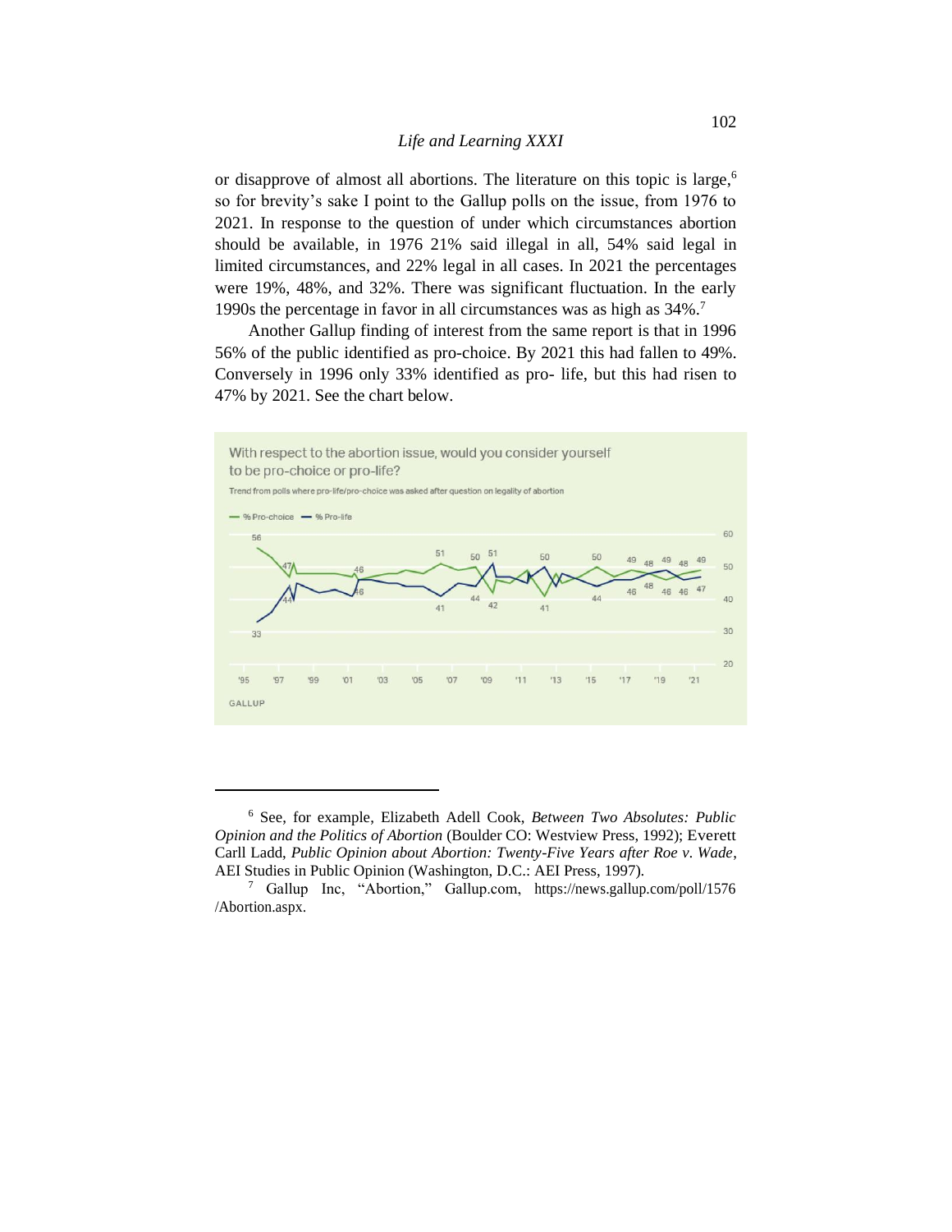or disapprove of almost all abortions. The literature on this topic is large,[6] so for brevity's sake I point to the Gallup polls on the issue, from 1976 to 2021. In response to the question of under which circumstances abortion should be available, in 1976 21% said illegal in all, 54% said legal in limited circumstances, and 22% legal in all cases. In 2021 the percentages were 19%, 48%, and 32%. There was significant fluctuation. In the early 1990s the percentage in favor in all circumstances was as high as 34%.[7]

Another Gallup finding of interest from the same report is that in 1996 56% of the public identified as pro-choice. By 2021 this had fallen to 49%. Conversely in 1996 only 33% identified as pro- life, but this had risen to 47% by 2021. See the chart below.

With respect to the abortion issue, would you consider yourself to be pro-choice or pro-life?

Trend from polls where pro-life/pro-choice was asked after question on legality of abortion

— % Pro-choice — % Pro-life

GALLUP

---

[6] See, for example, Elizabeth Adell Cook, *Between Two Absolutes: Public Opinion and the Politics of Abortion* (Boulder CO: Westview Press, 1992); Everett Carll Ladd, *Public Opinion about Abortion: Twenty-Five Years after Roe v. Wade*, AEI Studies in Public Opinion (Washington, D.C.: AEI Press, 1997).

[7] Gallup Inc, "Abortion," Gallup.com, https://news.gallup.com/poll/1576/Abortion.aspx.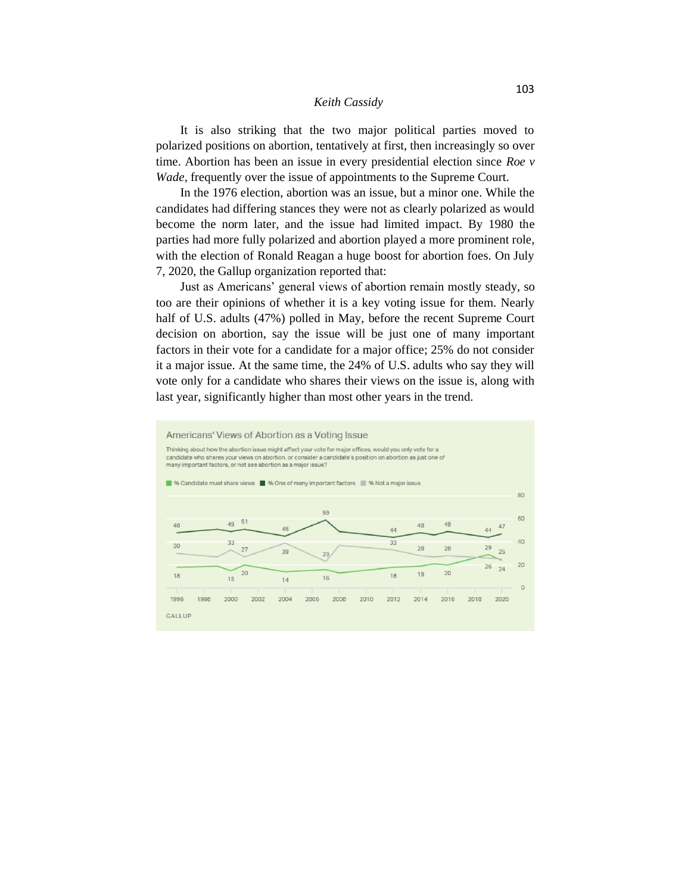It is also striking that the two major political parties moved to polarized positions on abortion, tentatively at first, then increasingly so over time. Abortion has been an issue in every presidential election since *Roe v Wade*, frequently over the issue of appointments to the Supreme Court.

In the 1976 election, abortion was an issue, but a minor one. While the candidates had differing stances they were not as clearly polarized as would become the norm later, and the issue had limited impact. By 1980 the parties had more fully polarized and abortion played a more prominent role, with the election of Ronald Reagan a huge boost for abortion foes. On July 7, 2020, the Gallup organization reported that:

Just as Americans' general views of abortion remain mostly steady, so too are their opinions of whether it is a key voting issue for them. Nearly half of U.S. adults (47%) polled in May, before the recent Supreme Court decision on abortion, say the issue will be just one of many important factors in their vote for a candidate for a major office; 25% do not consider it a major issue. At the same time, the 24% of U.S. adults who say they will vote only for a candidate who shares their views on the issue is, along with last year, significantly higher than most other years in the trend.

**Americans' Views of Abortion as a Voting Issue**

Thinking about how the abortion issue might affect your vote for major offices, would you only vote for a candidate who shares your views on abortion, or consider a candidate's position on abortion as just one of many important factors, or not see abortion as a major issue?

% Candidate must share views | % One of many important factors | % Not a major issue

GALLUP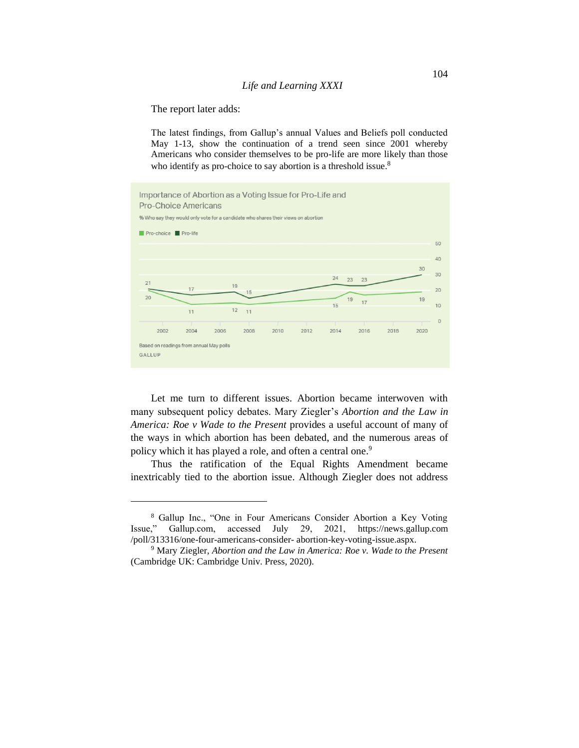The report later adds:

> The latest findings, from Gallup's annual Values and Beliefs poll conducted May 1-13, show the continuation of a trend seen since 2001 whereby Americans who consider themselves to be pro-life are more likely than those who identify as pro-choice to say abortion is a threshold issue.[8]

Importance of Abortion as a Voting Issue for Pro-Life and Pro-Choice Americans

% Who say they would only vote for a candidate who shares their views on abortion

| Year | Pro-choice | Pro-life |
|---|---|---|
| 2001 | 20 | 21 |
| 2004 | 11 | 17 |
| 2007 | 12 | 19 |
| 2008 | 11 | 15 |
| 2014 | 15 | 24 |
| 2015 | 19 | 23 |
| 2016 | 17 | 23 |
| 2020 | 19 | 30 |

Based on readings from annual May polls

GALLUP

Let me turn to different issues. Abortion became interwoven with many subsequent policy debates. Mary Ziegler's *Abortion and the Law in America: Roe v Wade to the Present* provides a useful account of many of the ways in which abortion has been debated, and the numerous areas of policy which it has played a role, and often a central one.[9]

Thus the ratification of the Equal Rights Amendment became inextricably tied to the abortion issue. Although Ziegler does not address

---

[8] Gallup Inc., "One in Four Americans Consider Abortion a Key Voting Issue," Gallup.com, accessed July 29, 2021, https://news.gallup.com /poll/313316/one-four-americans-consider- abortion-key-voting-issue.aspx.

[9] Mary Ziegler, *Abortion and the Law in America: Roe v. Wade to the Present* (Cambridge UK: Cambridge Univ. Press, 2020).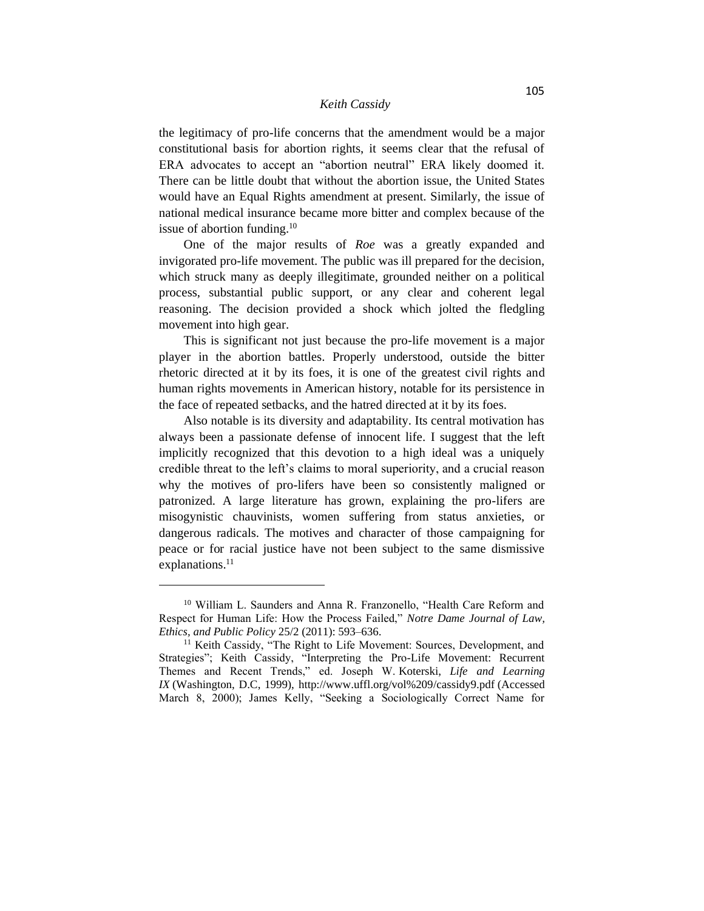the legitimacy of pro-life concerns that the amendment would be a major constitutional basis for abortion rights, it seems clear that the refusal of ERA advocates to accept an "abortion neutral" ERA likely doomed it. There can be little doubt that without the abortion issue, the United States would have an Equal Rights amendment at present. Similarly, the issue of national medical insurance became more bitter and complex because of the issue of abortion funding.[10]

One of the major results of *Roe* was a greatly expanded and invigorated pro-life movement. The public was ill prepared for the decision, which struck many as deeply illegitimate, grounded neither on a political process, substantial public support, or any clear and coherent legal reasoning. The decision provided a shock which jolted the fledgling movement into high gear.

This is significant not just because the pro-life movement is a major player in the abortion battles. Properly understood, outside the bitter rhetoric directed at it by its foes, it is one of the greatest civil rights and human rights movements in American history, notable for its persistence in the face of repeated setbacks, and the hatred directed at it by its foes.

Also notable is its diversity and adaptability. Its central motivation has always been a passionate defense of innocent life. I suggest that the left implicitly recognized that this devotion to a high ideal was a uniquely credible threat to the left's claims to moral superiority, and a crucial reason why the motives of pro-lifers have been so consistently maligned or patronized. A large literature has grown, explaining the pro-lifers are misogynistic chauvinists, women suffering from status anxieties, or dangerous radicals. The motives and character of those campaigning for peace or for racial justice have not been subject to the same dismissive explanations.[11]

---

[10] William L. Saunders and Anna R. Franzonello, "Health Care Reform and Respect for Human Life: How the Process Failed," *Notre Dame Journal of Law, Ethics, and Public Policy* 25/2 (2011): 593–636.

[11] Keith Cassidy, "The Right to Life Movement: Sources, Development, and Strategies"; Keith Cassidy, "Interpreting the Pro-Life Movement: Recurrent Themes and Recent Trends," ed. Joseph W. Koterski, *Life and Learning IX* (Washington, D.C, 1999), http://www.uffl.org/vol%209/cassidy9.pdf (Accessed March 8, 2000); James Kelly, "Seeking a Sociologically Correct Name for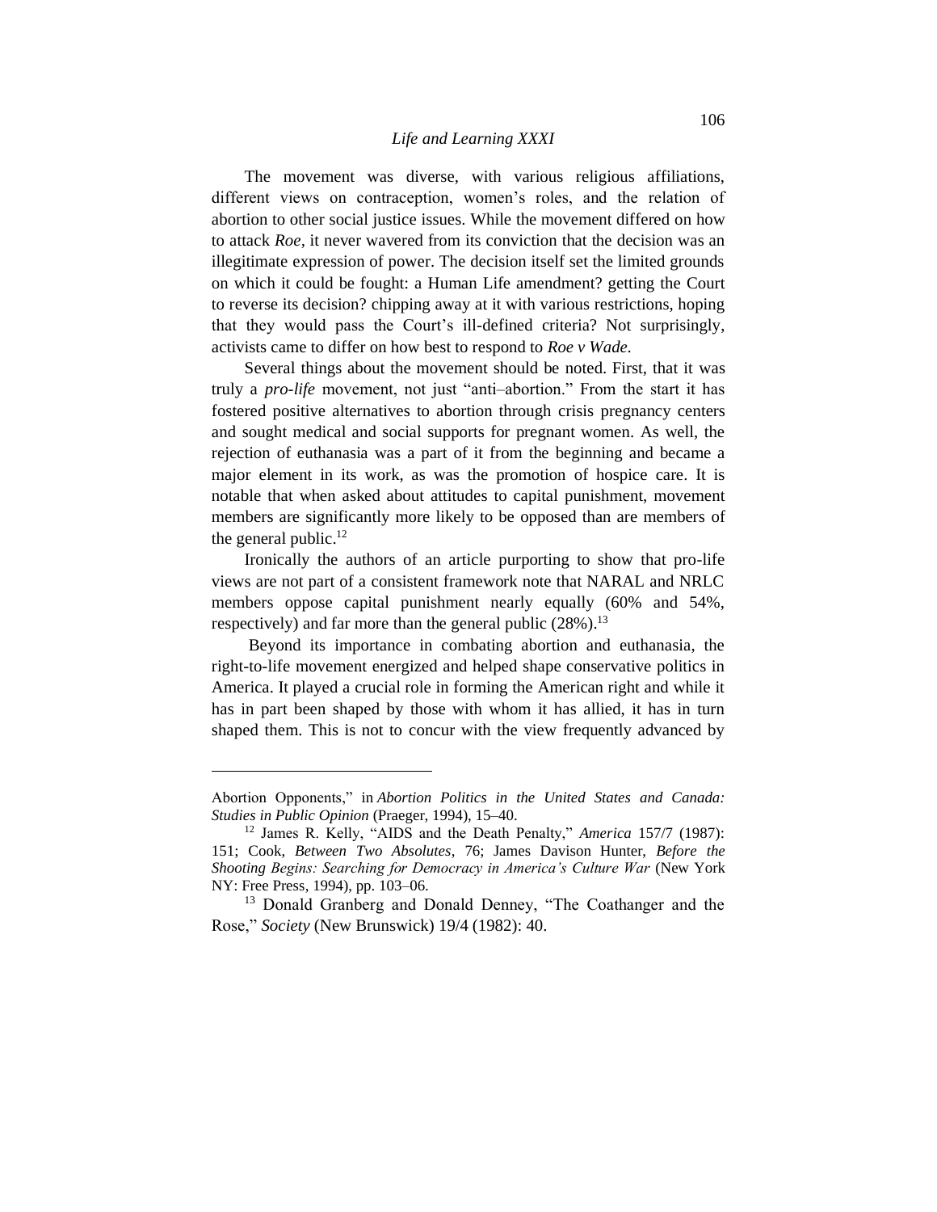The movement was diverse, with various religious affiliations, different views on contraception, women's roles, and the relation of abortion to other social justice issues. While the movement differed on how to attack *Roe*, it never wavered from its conviction that the decision was an illegitimate expression of power. The decision itself set the limited grounds on which it could be fought: a Human Life amendment? getting the Court to reverse its decision? chipping away at it with various restrictions, hoping that they would pass the Court's ill-defined criteria? Not surprisingly, activists came to differ on how best to respond to *Roe v Wade*.

Several things about the movement should be noted. First, that it was truly a *pro-life* movement, not just "anti–abortion." From the start it has fostered positive alternatives to abortion through crisis pregnancy centers and sought medical and social supports for pregnant women. As well, the rejection of euthanasia was a part of it from the beginning and became a major element in its work, as was the promotion of hospice care. It is notable that when asked about attitudes to capital punishment, movement members are significantly more likely to be opposed than are members of the general public.[12]

Ironically the authors of an article purporting to show that pro-life views are not part of a consistent framework note that NARAL and NRLC members oppose capital punishment nearly equally (60% and 54%, respectively) and far more than the general public (28%).[13]

Beyond its importance in combating abortion and euthanasia, the right-to-life movement energized and helped shape conservative politics in America. It played a crucial role in forming the American right and while it has in part been shaped by those with whom it has allied, it has in turn shaped them. This is not to concur with the view frequently advanced by

---

Abortion Opponents," in *Abortion Politics in the United States and Canada: Studies in Public Opinion* (Praeger, 1994), 15–40.

[12] James R. Kelly, "AIDS and the Death Penalty," *America* 157/7 (1987): 151; Cook, *Between Two Absolutes*, 76; James Davison Hunter, *Before the Shooting Begins: Searching for Democracy in America's Culture War* (New York NY: Free Press, 1994), pp. 103–06.

[13] Donald Granberg and Donald Denney, "The Coathanger and the Rose," *Society* (New Brunswick) 19/4 (1982): 40.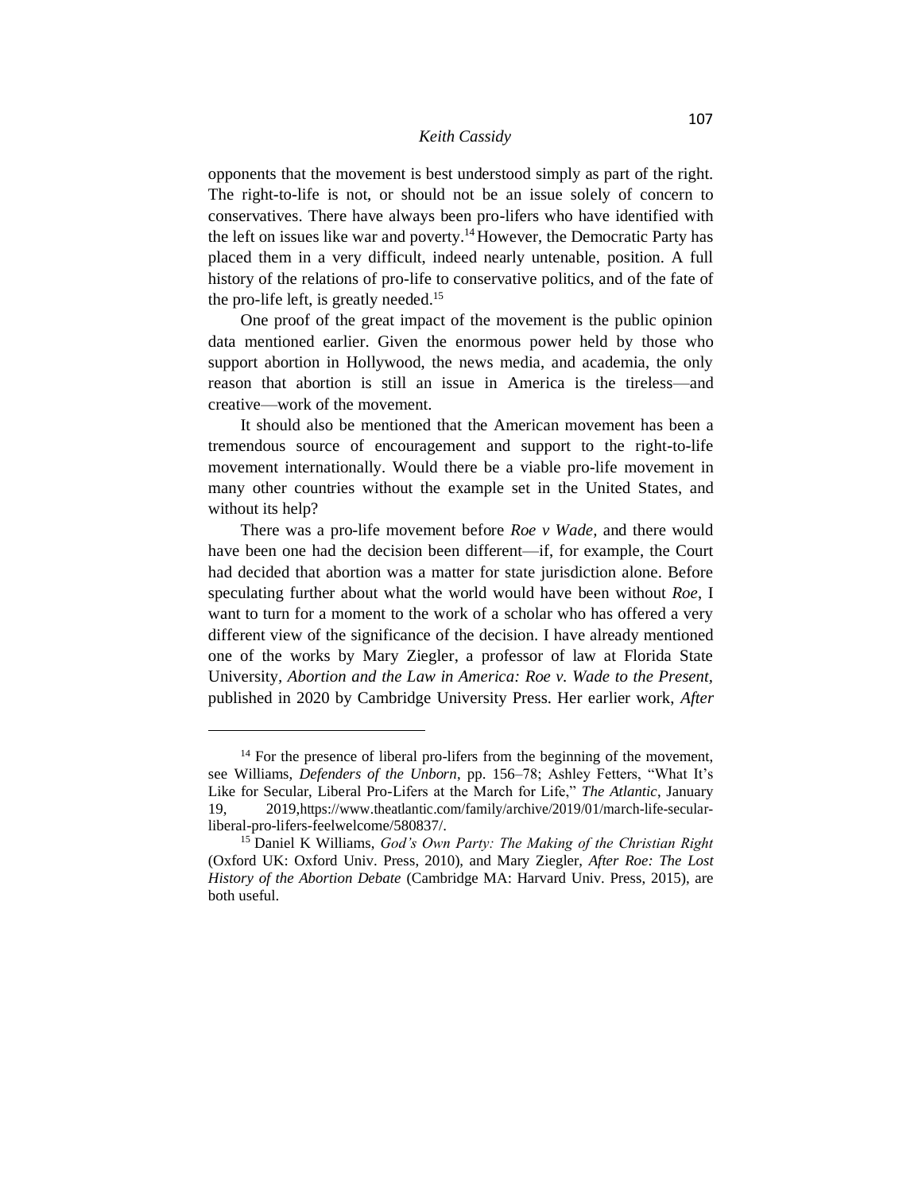opponents that the movement is best understood simply as part of the right. The right-to-life is not, or should not be an issue solely of concern to conservatives. There have always been pro-lifers who have identified with the left on issues like war and poverty.[14] However, the Democratic Party has placed them in a very difficult, indeed nearly untenable, position. A full history of the relations of pro-life to conservative politics, and of the fate of the pro-life left, is greatly needed.[15]

One proof of the great impact of the movement is the public opinion data mentioned earlier. Given the enormous power held by those who support abortion in Hollywood, the news media, and academia, the only reason that abortion is still an issue in America is the tireless—and creative—work of the movement.

It should also be mentioned that the American movement has been a tremendous source of encouragement and support to the right-to-life movement internationally. Would there be a viable pro-life movement in many other countries without the example set in the United States, and without its help?

There was a pro-life movement before *Roe v Wade,* and there would have been one had the decision been different—if, for example, the Court had decided that abortion was a matter for state jurisdiction alone. Before speculating further about what the world would have been without *Roe*, I want to turn for a moment to the work of a scholar who has offered a very different view of the significance of the decision. I have already mentioned one of the works by Mary Ziegler, a professor of law at Florida State University, *Abortion and the Law in America: Roe v. Wade to the Present,* published in 2020 by Cambridge University Press. Her earlier work, *After*

---

[14] For the presence of liberal pro-lifers from the beginning of the movement, see Williams, *Defenders of the Unborn*, pp. 156–78; Ashley Fetters, "What It's Like for Secular, Liberal Pro-Lifers at the March for Life," *The Atlantic*, January 19, 2019,https://www.theatlantic.com/family/archive/2019/01/march-life-secular-liberal-pro-lifers-feelwelcome/580837/.

[15] Daniel K Williams, *God's Own Party: The Making of the Christian Right* (Oxford UK: Oxford Univ. Press, 2010), and Mary Ziegler, *After Roe: The Lost History of the Abortion Debate* (Cambridge MA: Harvard Univ. Press, 2015), are both useful.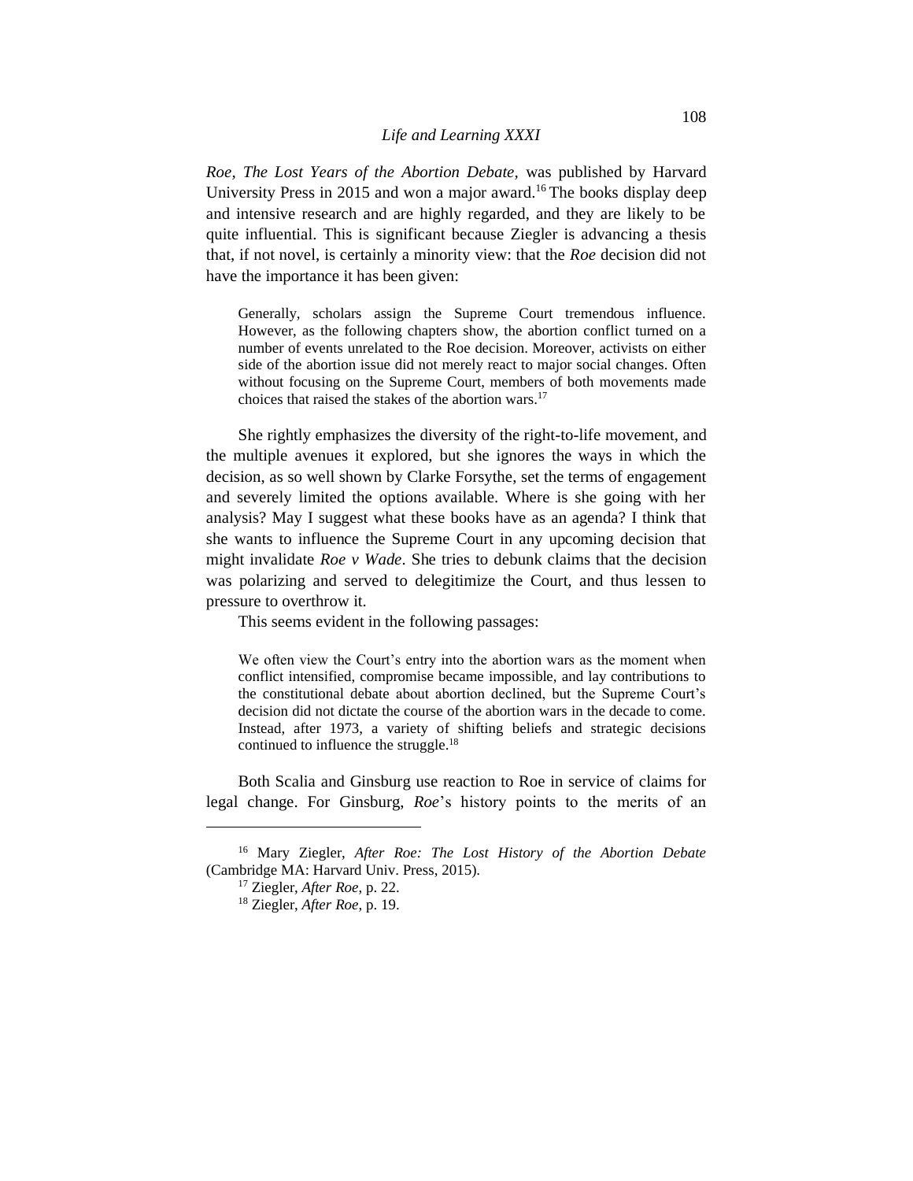*Roe, The Lost Years of the Abortion Debate,* was published by Harvard University Press in 2015 and won a major award.[16] The books display deep and intensive research and are highly regarded, and they are likely to be quite influential. This is significant because Ziegler is advancing a thesis that, if not novel, is certainly a minority view: that the *Roe* decision did not have the importance it has been given:

> Generally, scholars assign the Supreme Court tremendous influence. However, as the following chapters show, the abortion conflict turned on a number of events unrelated to the Roe decision. Moreover, activists on either side of the abortion issue did not merely react to major social changes. Often without focusing on the Supreme Court, members of both movements made choices that raised the stakes of the abortion wars.[17]

She rightly emphasizes the diversity of the right-to-life movement, and the multiple avenues it explored, but she ignores the ways in which the decision, as so well shown by Clarke Forsythe, set the terms of engagement and severely limited the options available. Where is she going with her analysis? May I suggest what these books have as an agenda? I think that she wants to influence the Supreme Court in any upcoming decision that might invalidate *Roe v Wade*. She tries to debunk claims that the decision was polarizing and served to delegitimize the Court, and thus lessen to pressure to overthrow it.

This seems evident in the following passages:

> We often view the Court's entry into the abortion wars as the moment when conflict intensified, compromise became impossible, and lay contributions to the constitutional debate about abortion declined, but the Supreme Court's decision did not dictate the course of the abortion wars in the decade to come. Instead, after 1973, a variety of shifting beliefs and strategic decisions continued to influence the struggle.[18]

Both Scalia and Ginsburg use reaction to Roe in service of claims for legal change. For Ginsburg, *Roe*'s history points to the merits of an

---

[16] Mary Ziegler, *After Roe: The Lost History of the Abortion Debate* (Cambridge MA: Harvard Univ. Press, 2015).

[17] Ziegler, *After Roe,* p. 22.

[18] Ziegler, *After Roe,* p. 19.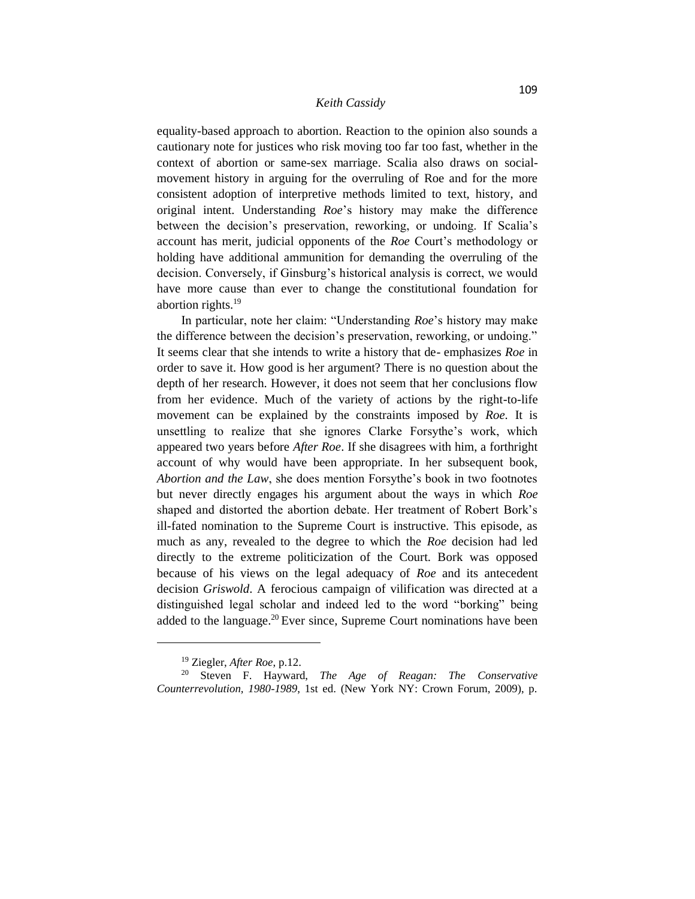equality-based approach to abortion. Reaction to the opinion also sounds a cautionary note for justices who risk moving too far too fast, whether in the context of abortion or same-sex marriage. Scalia also draws on social-movement history in arguing for the overruling of Roe and for the more consistent adoption of interpretive methods limited to text, history, and original intent. Understanding *Roe*'s history may make the difference between the decision's preservation, reworking, or undoing. If Scalia's account has merit, judicial opponents of the *Roe* Court's methodology or holding have additional ammunition for demanding the overruling of the decision. Conversely, if Ginsburg's historical analysis is correct, we would have more cause than ever to change the constitutional foundation for abortion rights.[19]

In particular, note her claim: "Understanding *Roe*'s history may make the difference between the decision's preservation, reworking, or undoing." It seems clear that she intends to write a history that de- emphasizes *Roe* in order to save it. How good is her argument? There is no question about the depth of her research. However, it does not seem that her conclusions flow from her evidence. Much of the variety of actions by the right-to-life movement can be explained by the constraints imposed by *Roe.* It is unsettling to realize that she ignores Clarke Forsythe's work, which appeared two years before *After Roe*. If she disagrees with him, a forthright account of why would have been appropriate. In her subsequent book, *Abortion and the Law*, she does mention Forsythe's book in two footnotes but never directly engages his argument about the ways in which *Roe* shaped and distorted the abortion debate. Her treatment of Robert Bork's ill-fated nomination to the Supreme Court is instructive. This episode, as much as any, revealed to the degree to which the *Roe* decision had led directly to the extreme politicization of the Court. Bork was opposed because of his views on the legal adequacy of *Roe* and its antecedent decision *Griswold*. A ferocious campaign of vilification was directed at a distinguished legal scholar and indeed led to the word "borking" being added to the language.[20] Ever since, Supreme Court nominations have been

---

[19] Ziegler, *After Roe*, p.12.

[20] Steven F. Hayward, *The Age of Reagan: The Conservative Counterrevolution, 1980-1989*, 1st ed. (New York NY: Crown Forum, 2009), p.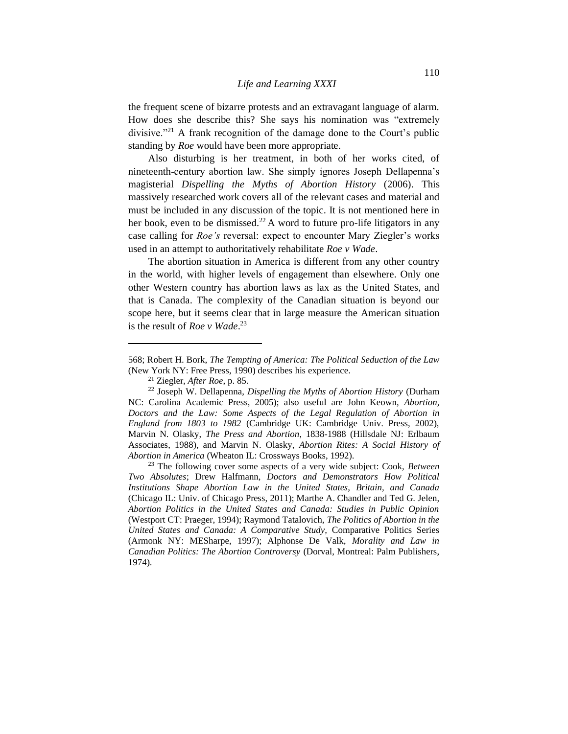the frequent scene of bizarre protests and an extravagant language of alarm. How does she describe this? She says his nomination was "extremely divisive."[21] A frank recognition of the damage done to the Court's public standing by *Roe* would have been more appropriate.

Also disturbing is her treatment, in both of her works cited, of nineteenth-century abortion law. She simply ignores Joseph Dellapenna's magisterial *Dispelling the Myths of Abortion History* (2006). This massively researched work covers all of the relevant cases and material and must be included in any discussion of the topic. It is not mentioned here in her book, even to be dismissed.[22] A word to future pro-life litigators in any case calling for *Roe's* reversal: expect to encounter Mary Ziegler's works used in an attempt to authoritatively rehabilitate *Roe v Wade*.

The abortion situation in America is different from any other country in the world, with higher levels of engagement than elsewhere. Only one other Western country has abortion laws as lax as the United States, and that is Canada. The complexity of the Canadian situation is beyond our scope here, but it seems clear that in large measure the American situation is the result of *Roe v Wade*.[23]

---

568; Robert H. Bork, *The Tempting of America: The Political Seduction of the Law* (New York NY: Free Press, 1990) describes his experience.

[21] Ziegler, *After Roe*, p. 85.

[22] Joseph W. Dellapenna, *Dispelling the Myths of Abortion History* (Durham NC: Carolina Academic Press, 2005); also useful are John Keown, *Abortion, Doctors and the Law: Some Aspects of the Legal Regulation of Abortion in England from 1803 to 1982* (Cambridge UK: Cambridge Univ. Press, 2002), Marvin N. Olasky, *The Press and Abortion*, 1838-1988 (Hillsdale NJ: Erlbaum Associates, 1988), and Marvin N. Olasky, *Abortion Rites: A Social History of Abortion in America* (Wheaton IL: Crossways Books, 1992).

[23] The following cover some aspects of a very wide subject: Cook, *Between Two Absolutes*; Drew Halfmann, *Doctors and Demonstrators How Political Institutions Shape Abortion Law in the United States, Britain, and Canada* (Chicago IL: Univ. of Chicago Press, 2011); Marthe A. Chandler and Ted G. Jelen, *Abortion Politics in the United States and Canada: Studies in Public Opinion* (Westport CT: Praeger, 1994); Raymond Tatalovich, *The Politics of Abortion in the United States and Canada: A Comparative Study,* Comparative Politics Series (Armonk NY: MESharpe, 1997); Alphonse De Valk, *Morality and Law in Canadian Politics: The Abortion Controversy* (Dorval, Montreal: Palm Publishers, 1974).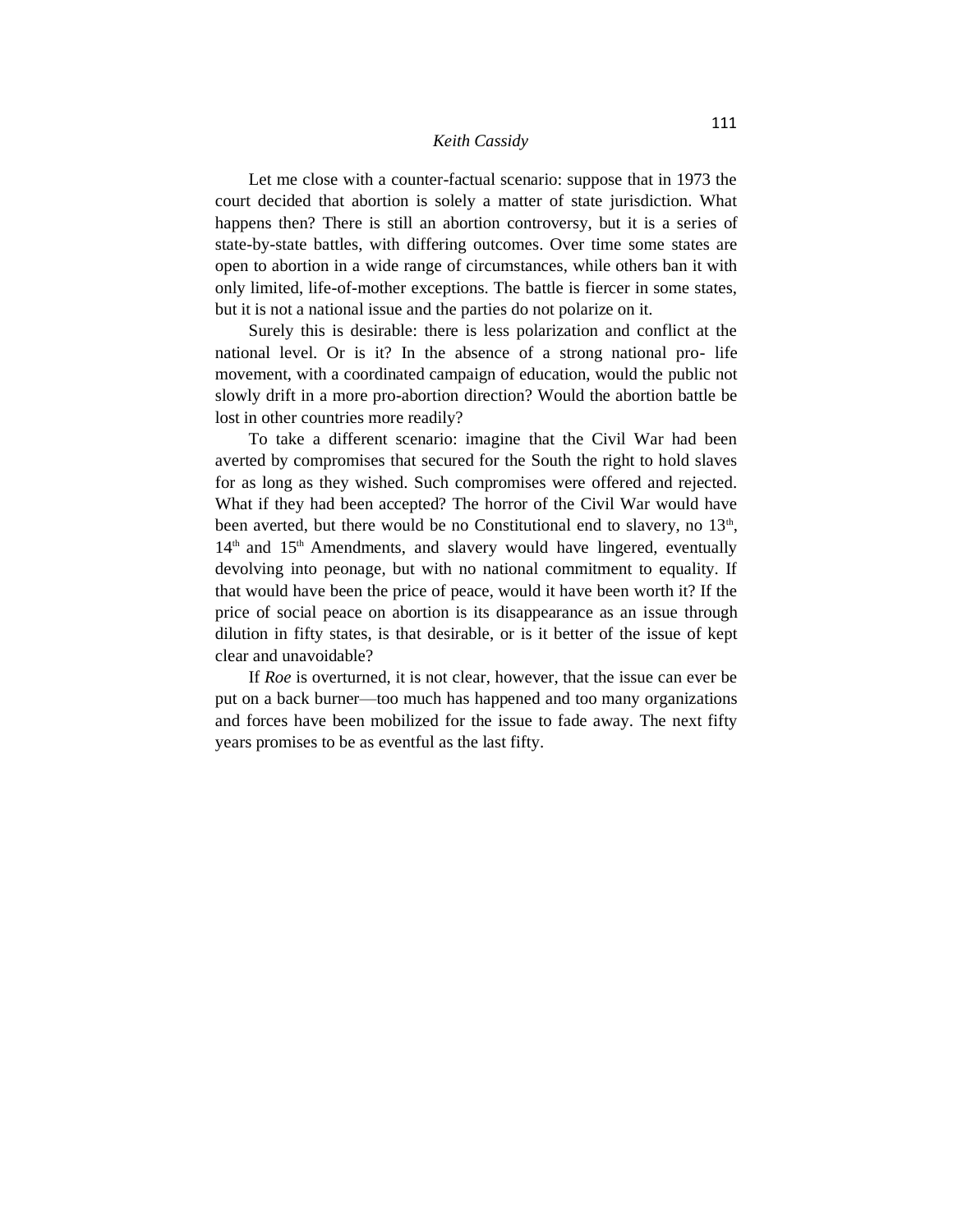Let me close with a counter-factual scenario: suppose that in 1973 the court decided that abortion is solely a matter of state jurisdiction. What happens then? There is still an abortion controversy, but it is a series of state-by-state battles, with differing outcomes. Over time some states are open to abortion in a wide range of circumstances, while others ban it with only limited, life-of-mother exceptions. The battle is fiercer in some states, but it is not a national issue and the parties do not polarize on it.

Surely this is desirable: there is less polarization and conflict at the national level. Or is it? In the absence of a strong national pro- life movement, with a coordinated campaign of education, would the public not slowly drift in a more pro-abortion direction? Would the abortion battle be lost in other countries more readily?

To take a different scenario: imagine that the Civil War had been averted by compromises that secured for the South the right to hold slaves for as long as they wished. Such compromises were offered and rejected. What if they had been accepted? The horror of the Civil War would have been averted, but there would be no Constitutional end to slavery, no 13th, 14th and 15th Amendments, and slavery would have lingered, eventually devolving into peonage, but with no national commitment to equality. If that would have been the price of peace, would it have been worth it? If the price of social peace on abortion is its disappearance as an issue through dilution in fifty states, is that desirable, or is it better of the issue of kept clear and unavoidable?

If *Roe* is overturned, it is not clear, however, that the issue can ever be put on a back burner—too much has happened and too many organizations and forces have been mobilized for the issue to fade away. The next fifty years promises to be as eventful as the last fifty.